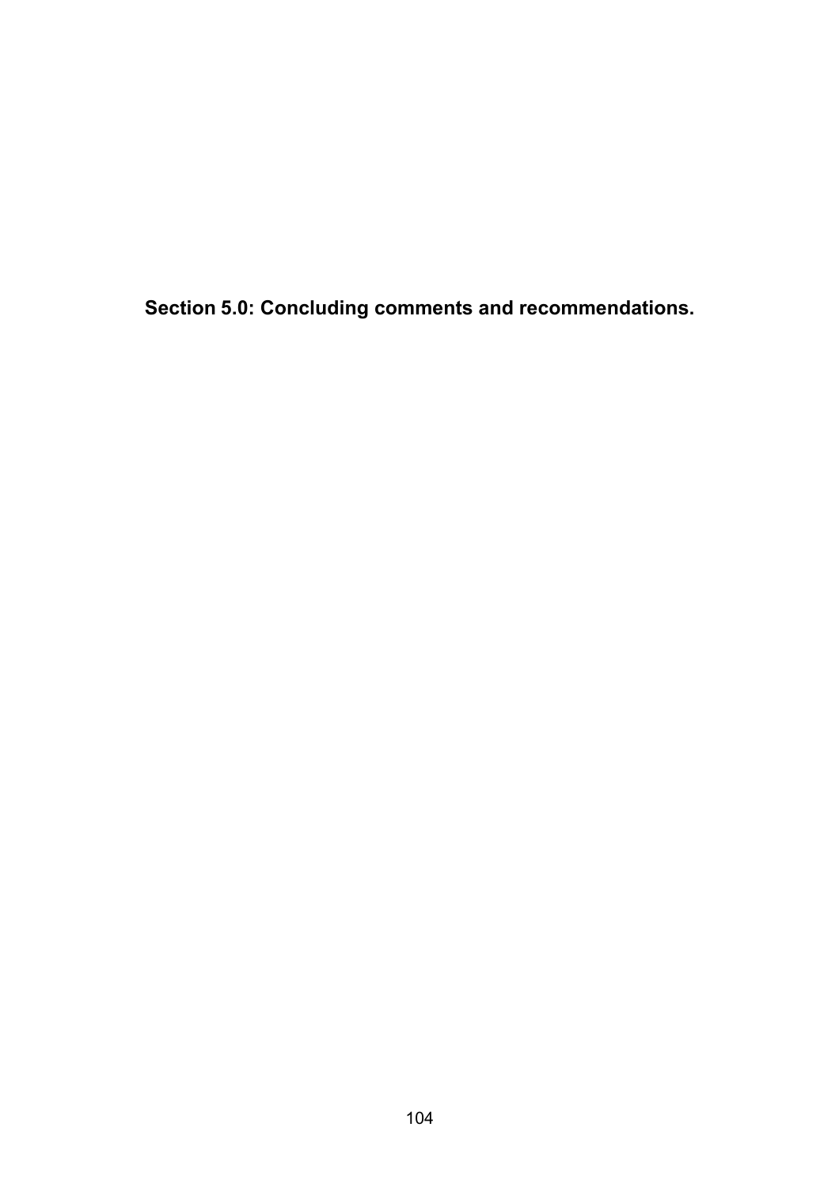# Section 5.0: Concluding comments and recommendations.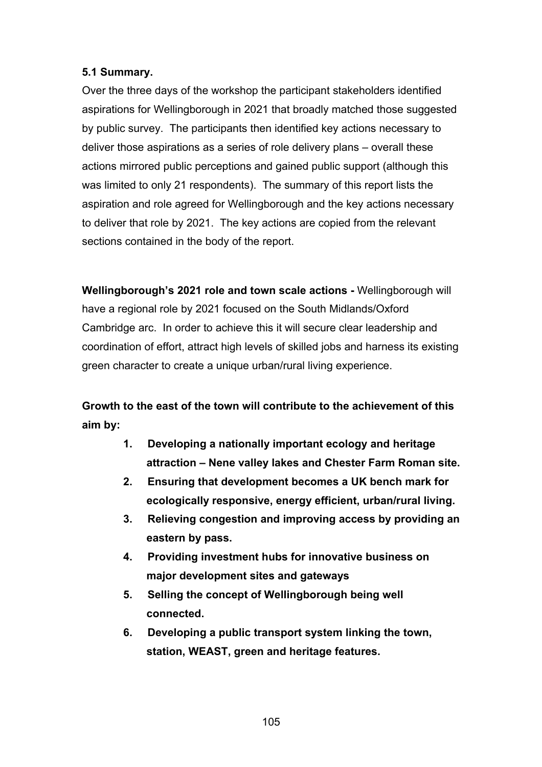### 5.1 Summary.

Over the three days of the workshop the participant stakeholders identified aspirations for Wellingborough in 2021 that broadly matched those suggested by public survey. The participants then identified key actions necessary to deliver those aspirations as a series of role delivery plans – overall these actions mirrored public perceptions and gained public support (although this was limited to only 21 respondents). The summary of this report lists the aspiration and role agreed for Wellingborough and the key actions necessary to deliver that role by 2021. The key actions are copied from the relevant sections contained in the body of the report.

**Wellingborough's 2021 role and town scale actions -** Wellingborough will have a regional role by 2021 focused on the South Midlands/Oxford Cambridge arc. In order to achieve this it will secure clear leadership and coordination of effort, attract high levels of skilled jobs and harness its existing green character to create a unique urban/rural living experience.

**Growth to the east of the town will contribute to the achievement of this aim by:**

1. **Developing a nationally important ecology and heritage attraction – Nene valley lakes and Chester Farm Roman site.**
2. **Ensuring that development becomes a UK bench mark for ecologically responsive, energy efficient, urban/rural living.**
3. **Relieving congestion and improving access by providing an eastern by pass.**
4. **Providing investment hubs for innovative business on major development sites and gateways**
5. **Selling the concept of Wellingborough being well connected.**
6. **Developing a public transport system linking the town, station, WEAST, green and heritage features.**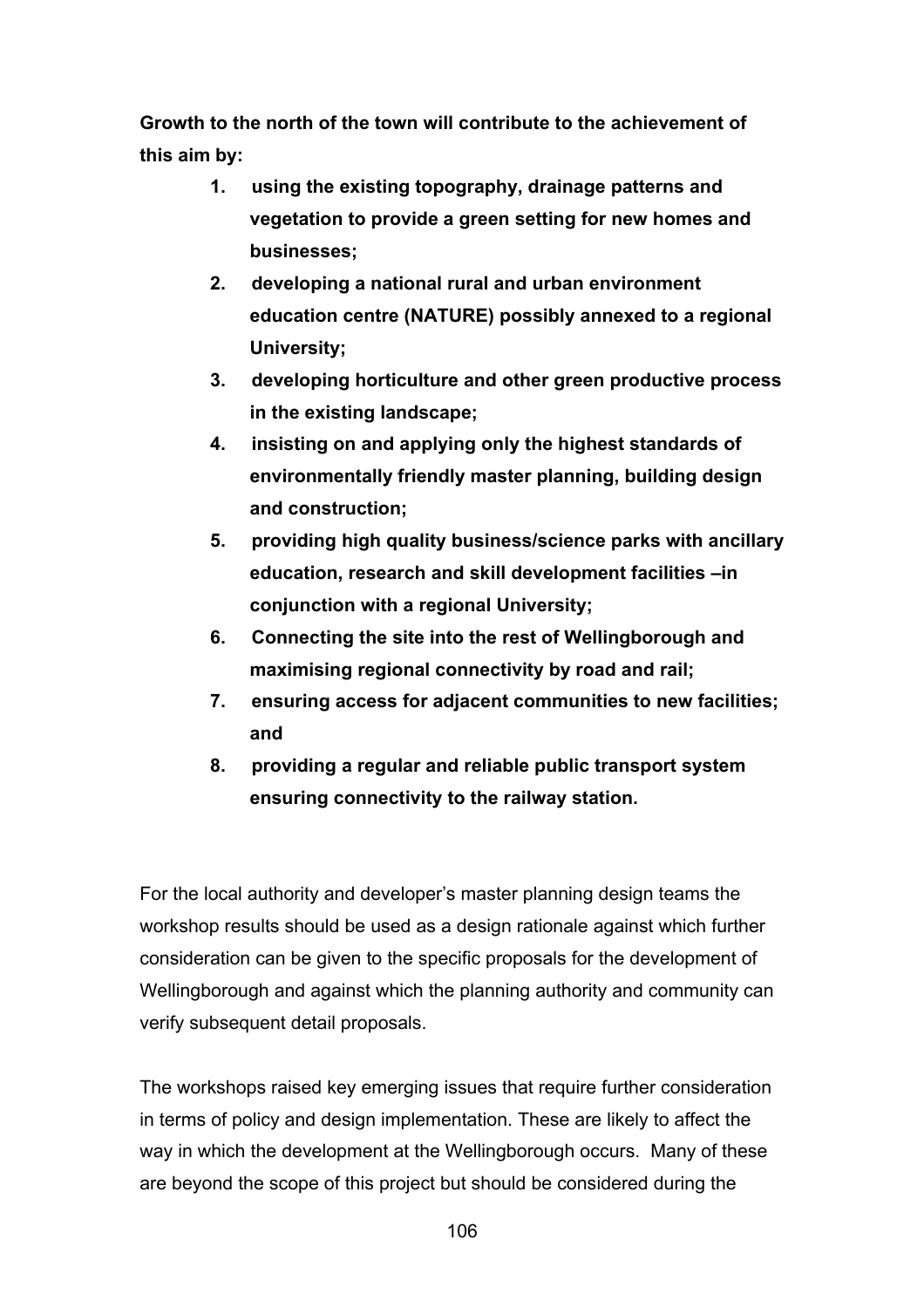**Growth to the north of the town will contribute to the achievement of this aim by:**

1. **using the existing topography, drainage patterns and vegetation to provide a green setting for new homes and businesses;**
2. **developing a national rural and urban environment education centre (NATURE) possibly annexed to a regional University;**
3. **developing horticulture and other green productive process in the existing landscape;**
4. **insisting on and applying only the highest standards of environmentally friendly master planning, building design and construction;**
5. **providing high quality business/science parks with ancillary education, research and skill development facilities –in conjunction with a regional University;**
6. **Connecting the site into the rest of Wellingborough and maximising regional connectivity by road and rail;**
7. **ensuring access for adjacent communities to new facilities; and**
8. **providing a regular and reliable public transport system ensuring connectivity to the railway station.**

For the local authority and developer's master planning design teams the workshop results should be used as a design rationale against which further consideration can be given to the specific proposals for the development of Wellingborough and against which the planning authority and community can verify subsequent detail proposals.

The workshops raised key emerging issues that require further consideration in terms of policy and design implementation. These are likely to affect the way in which the development at the Wellingborough occurs. Many of these are beyond the scope of this project but should be considered during the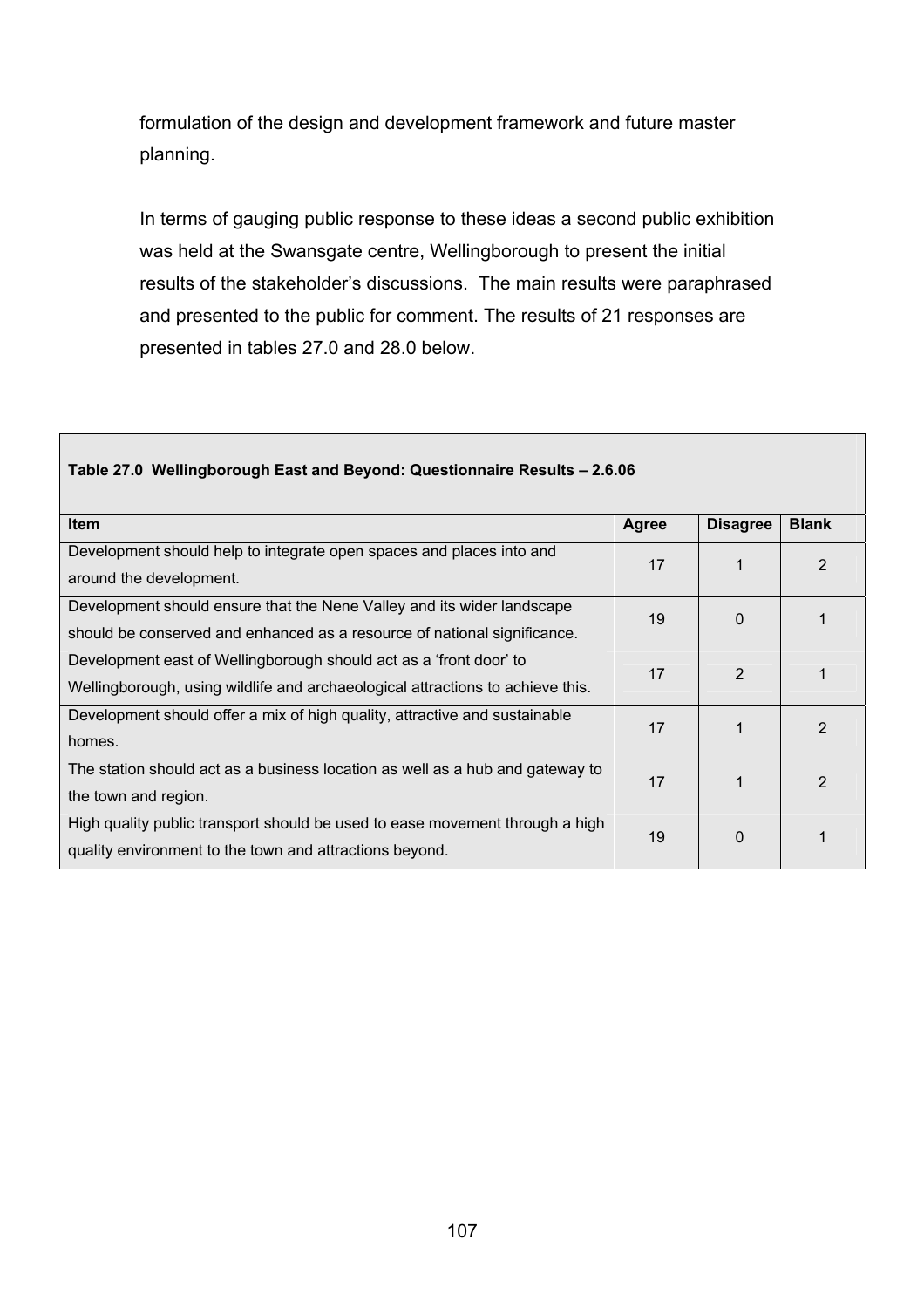formulation of the design and development framework and future master planning.

In terms of gauging public response to these ideas a second public exhibition was held at the Swansgate centre, Wellingborough to present the initial results of the stakeholder's discussions. The main results were paraphrased and presented to the public for comment. The results of 21 responses are presented in tables 27.0 and 28.0 below.

**Table 27.0 Wellingborough East and Beyond: Questionnaire Results – 2.6.06**

| Item | Agree | Disagree | Blank |
|---|---|---|---|
| Development should help to integrate open spaces and places into and around the development. | 17 | 1 | 2 |
| Development should ensure that the Nene Valley and its wider landscape should be conserved and enhanced as a resource of national significance. | 19 | 0 | 1 |
| Development east of Wellingborough should act as a 'front door' to Wellingborough, using wildlife and archaeological attractions to achieve this. | 17 | 2 | 1 |
| Development should offer a mix of high quality, attractive and sustainable homes. | 17 | 1 | 2 |
| The station should act as a business location as well as a hub and gateway to the town and region. | 17 | 1 | 2 |
| High quality public transport should be used to ease movement through a high quality environment to the town and attractions beyond. | 19 | 0 | 1 |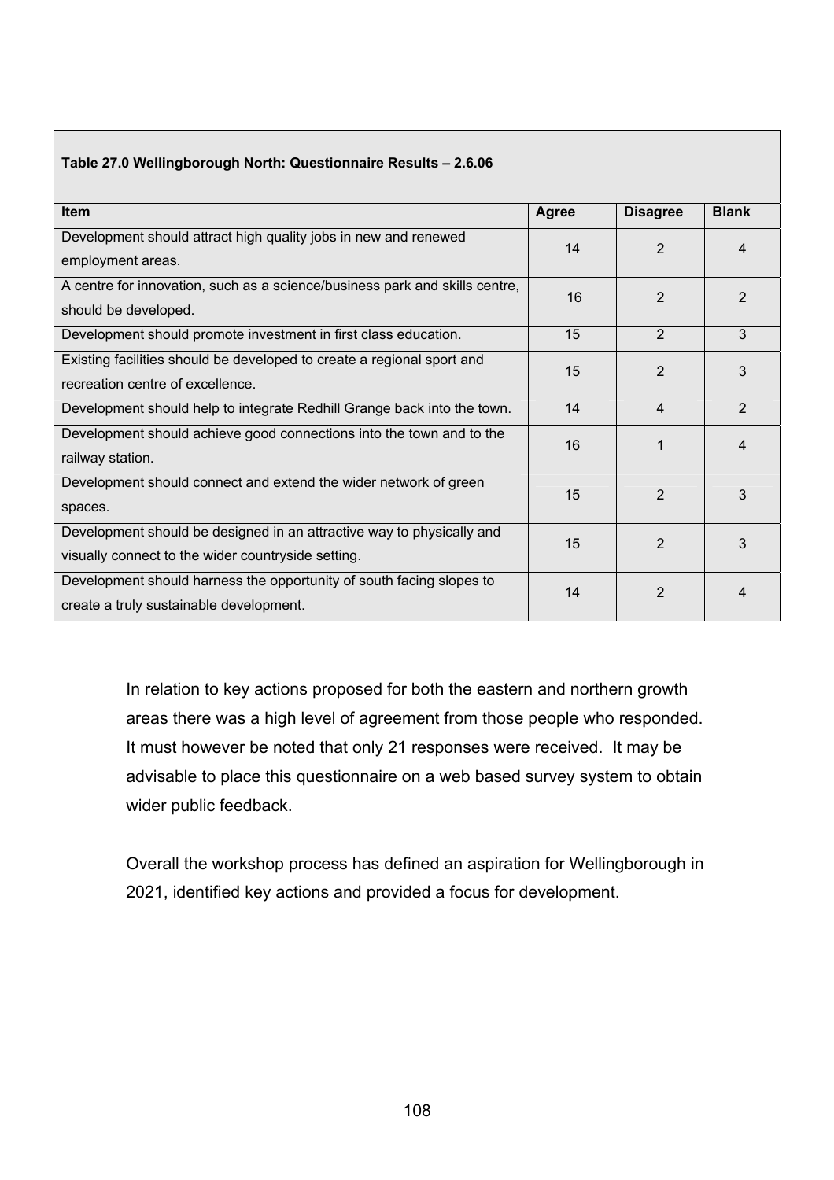**Table 27.0 Wellingborough North: Questionnaire Results – 2.6.06**

| Item | Agree | Disagree | Blank |
|---|---|---|---|
| Development should attract high quality jobs in new and renewed employment areas. | 14 | 2 | 4 |
| A centre for innovation, such as a science/business park and skills centre, should be developed. | 16 | 2 | 2 |
| Development should promote investment in first class education. | 15 | 2 | 3 |
| Existing facilities should be developed to create a regional sport and recreation centre of excellence. | 15 | 2 | 3 |
| Development should help to integrate Redhill Grange back into the town. | 14 | 4 | 2 |
| Development should achieve good connections into the town and to the railway station. | 16 | 1 | 4 |
| Development should connect and extend the wider network of green spaces. | 15 | 2 | 3 |
| Development should be designed in an attractive way to physically and visually connect to the wider countryside setting. | 15 | 2 | 3 |
| Development should harness the opportunity of south facing slopes to create a truly sustainable development. | 14 | 2 | 4 |

In relation to key actions proposed for both the eastern and northern growth areas there was a high level of agreement from those people who responded. It must however be noted that only 21 responses were received. It may be advisable to place this questionnaire on a web based survey system to obtain wider public feedback.

Overall the workshop process has defined an aspiration for Wellingborough in 2021, identified key actions and provided a focus for development.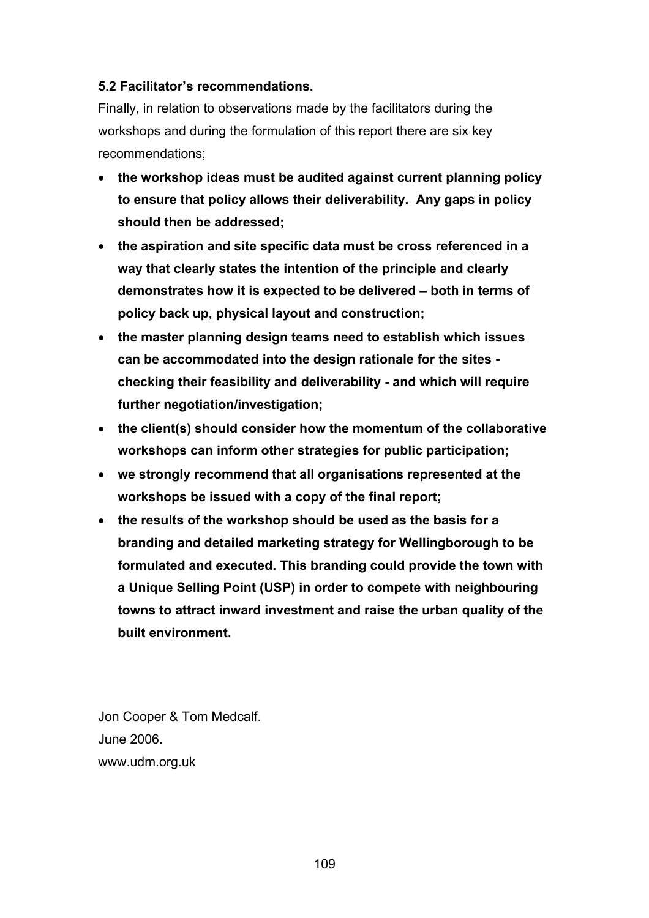**5.2 Facilitator's recommendations.**

Finally, in relation to observations made by the facilitators during the workshops and during the formulation of this report there are six key recommendations;

- **the workshop ideas must be audited against current planning policy to ensure that policy allows their deliverability. Any gaps in policy should then be addressed;**
- **the aspiration and site specific data must be cross referenced in a way that clearly states the intention of the principle and clearly demonstrates how it is expected to be delivered – both in terms of policy back up, physical layout and construction;**
- **the master planning design teams need to establish which issues can be accommodated into the design rationale for the sites - checking their feasibility and deliverability - and which will require further negotiation/investigation;**
- **the client(s) should consider how the momentum of the collaborative workshops can inform other strategies for public participation;**
- **we strongly recommend that all organisations represented at the workshops be issued with a copy of the final report;**
- **the results of the workshop should be used as the basis for a branding and detailed marketing strategy for Wellingborough to be formulated and executed. This branding could provide the town with a Unique Selling Point (USP) in order to compete with neighbouring towns to attract inward investment and raise the urban quality of the built environment.**

Jon Cooper & Tom Medcalf.
June 2006.
www.udm.org.uk